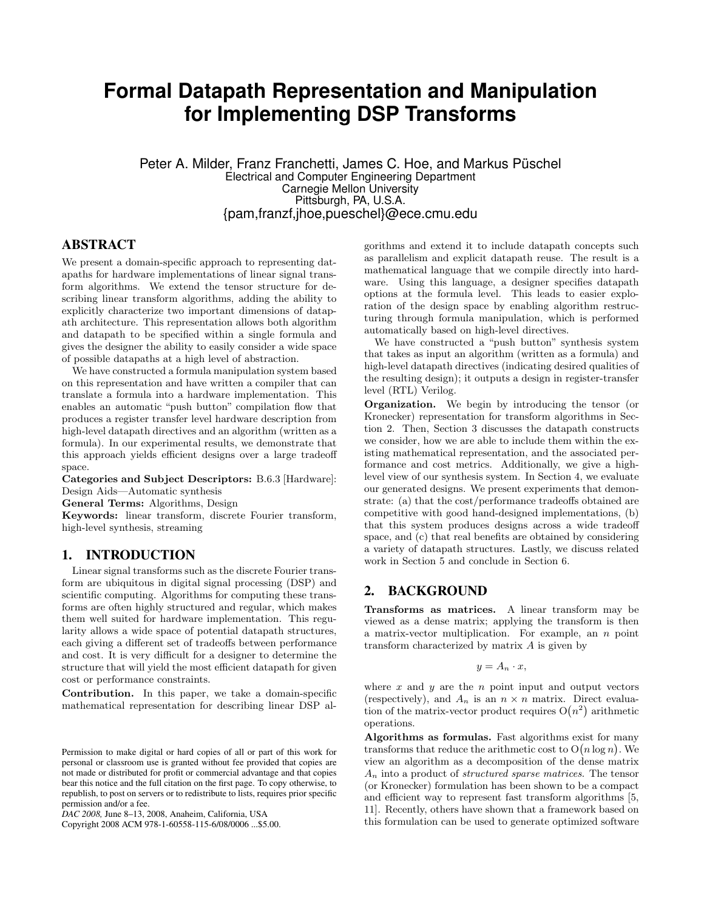# Formal Datapath Representation and Manipulation for Implementing DSP Transforms

Peter A. Milder, Franz Franchetti, James C. Hoe, and Markus Püschel
Electrical and Computer Engineering Department
Carnegie Mellon University
Pittsburgh, PA, U.S.A.
{pam,franzf,jhoe,pueschel}@ece.cmu.edu

## ABSTRACT

We present a domain-specific approach to representing datapaths for hardware implementations of linear signal transform algorithms. We extend the tensor structure for describing linear transform algorithms, adding the ability to explicitly characterize two important dimensions of datapath architecture. This representation allows both algorithm and datapath to be specified within a single formula and gives the designer the ability to easily consider a wide space of possible datapaths at a high level of abstraction.

We have constructed a formula manipulation system based on this representation and have written a compiler that can translate a formula into a hardware implementation. This enables an automatic "push button" compilation flow that produces a register transfer level hardware description from high-level datapath directives and an algorithm (written as a formula). In our experimental results, we demonstrate that this approach yields efficient designs over a large tradeoff space.

**Categories and Subject Descriptors:** B.6.3 [Hardware]: Design Aids—Automatic synthesis

**General Terms:** Algorithms, Design

**Keywords:** linear transform, discrete Fourier transform, high-level synthesis, streaming

## 1. INTRODUCTION

Linear signal transforms such as the discrete Fourier transform are ubiquitous in digital signal processing (DSP) and scientific computing. Algorithms for computing these transforms are often highly structured and regular, which makes them well suited for hardware implementation. This regularity allows a wide space of potential datapath structures, each giving a different set of tradeoffs between performance and cost. It is very difficult for a designer to determine the structure that will yield the most efficient datapath for given cost or performance constraints.

**Contribution.** In this paper, we take a domain-specific mathematical representation for describing linear DSP algorithms and extend it to include datapath concepts such as parallelism and explicit datapath reuse. The result is a mathematical language that we compile directly into hardware. Using this language, a designer specifies datapath options at the formula level. This leads to easier exploration of the design space by enabling algorithm restructuring through formula manipulation, which is performed automatically based on high-level directives.

We have constructed a "push button" synthesis system that takes as input an algorithm (written as a formula) and high-level datapath directives (indicating desired qualities of the resulting design); it outputs a design in register-transfer level (RTL) Verilog.

**Organization.** We begin by introducing the tensor (or Kronecker) representation for transform algorithms in Section 2. Then, Section 3 discusses the datapath constructs we consider, how we are able to include them within the existing mathematical representation, and the associated performance and cost metrics. Additionally, we give a high-level view of our synthesis system. In Section 4, we evaluate our generated designs. We present experiments that demonstrate: (a) that the cost/performance tradeoffs obtained are competitive with good hand-designed implementations, (b) that this system produces designs across a wide tradeoff space, and (c) that real benefits are obtained by considering a variety of datapath structures. Lastly, we discuss related work in Section 5 and conclude in Section 6.

## 2. BACKGROUND

**Transforms as matrices.** A linear transform may be viewed as a dense matrix; applying the transform is then a matrix-vector multiplication. For example, an $n$ point transform characterized by matrix $A$ is given by

$$y = A_n \cdot x,$$

where $x$ and $y$ are the $n$ point input and output vectors (respectively), and $A_n$ is an $n \times n$ matrix. Direct evaluation of the matrix-vector product requires $O(n^2)$ arithmetic operations.

**Algorithms as formulas.** Fast algorithms exist for many transforms that reduce the arithmetic cost to $O(n \log n)$. We view an algorithm as a decomposition of the dense matrix $A_n$ into a product of *structured sparse matrices*. The tensor (or Kronecker) formulation has been shown to be a compact and efficient way to represent fast transform algorithms [5, 11]. Recently, others have shown that a framework based on this formulation can be used to generate optimized software

Permission to make digital or hard copies of all or part of this work for personal or classroom use is granted without fee provided that copies are not made or distributed for profit or commercial advantage and that copies bear this notice and the full citation on the first page. To copy otherwise, to republish, to post on servers or to redistribute to lists, requires prior specific permission and/or a fee.
*DAC 2008*, June 8–13, 2008, Anaheim, California, USA
Copyright 2008 ACM 978-1-60558-115-6/08/0006 ...$5.00.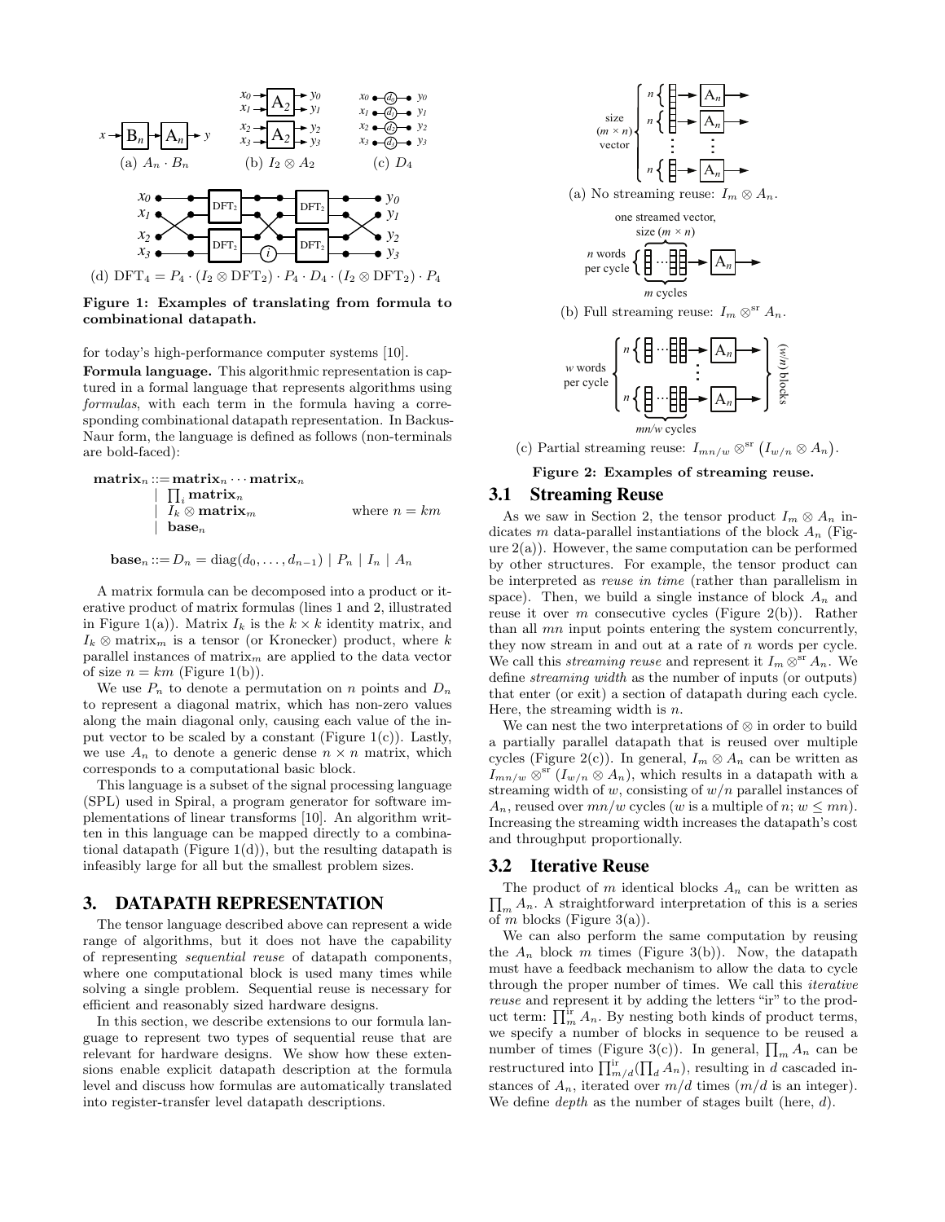Figure 1: Examples of translating from formula to combinational datapath.

(a) $A_n \cdot B_n$ (b) $I_2 \otimes A_2$ (c) $D_4$

(d) $\text{DFT}_4 = P_4 \cdot (I_2 \otimes \text{DFT}_2) \cdot P_4 \cdot D_4 \cdot (I_2 \otimes \text{DFT}_2) \cdot P_4$

for today's high-performance computer systems [10].

**Formula language.** This algorithmic representation is captured in a formal language that represents algorithms using *formulas*, with each term in the formula having a corresponding combinational datapath representation. In Backus-Naur form, the language is defined as follows (non-terminals are bold-faced):

$$
\begin{aligned}
\textbf{matrix}_n ::= & \ \textbf{matrix}_n \cdots \textbf{matrix}_n \\
| & \ \textstyle\prod_i \textbf{matrix}_n \\
| & \ I_k \otimes \textbf{matrix}_m \qquad \text{where } n = km \\
| & \ \textbf{base}_n
\end{aligned}
$$

$$
\textbf{base}_n ::= D_n = \text{diag}(d_0, \ldots, d_{n-1}) \mid P_n \mid I_n \mid A_n
$$

A matrix formula can be decomposed into a product or iterative product of matrix formulas (lines 1 and 2, illustrated in Figure 1(a)). Matrix $I_k$ is the $k \times k$ identity matrix, and $I_k \otimes \text{matrix}_m$ is a tensor (or Kronecker) product, where $k$ parallel instances of $\text{matrix}_m$ are applied to the data vector of size $n = km$ (Figure 1(b)).

We use $P_n$ to denote a permutation on $n$ points and $D_n$ to represent a diagonal matrix, which has non-zero values along the main diagonal only, causing each value of the input vector to be scaled by a constant (Figure 1(c)). Lastly, we use $A_n$ to denote a generic dense $n \times n$ matrix, which corresponds to a computational basic block.

This language is a subset of the signal processing language (SPL) used in Spiral, a program generator for software implementations of linear transforms [10]. An algorithm written in this language can be mapped directly to a combinational datapath (Figure 1(d)), but the resulting datapath is infeasibly large for all but the smallest problem sizes.

## 3. DATAPATH REPRESENTATION

The tensor language described above can represent a wide range of algorithms, but it does not have the capability of representing *sequential reuse* of datapath components, where one computational block is used many times while solving a single problem. Sequential reuse is necessary for efficient and reasonably sized hardware designs.

In this section, we describe extensions to our formula language to represent two types of sequential reuse that are relevant for hardware designs. We show how these extensions enable explicit datapath description at the formula level and discuss how formulas are automatically translated into register-transfer level datapath descriptions.

(a) No streaming reuse: $I_m \otimes A_n$.

(b) Full streaming reuse: $I_m \otimes^{\text{sr}} A_n$.

(c) Partial streaming reuse: $I_{mn/w} \otimes^{\text{sr}} \left(I_{w/n} \otimes A_n\right)$.

Figure 2: Examples of streaming reuse.

### 3.1 Streaming Reuse

As we saw in Section 2, the tensor product $I_m \otimes A_n$ indicates $m$ data-parallel instantiations of the block $A_n$ (Figure 2(a)). However, the same computation can be performed by other structures. For example, the tensor product can be interpreted as *reuse in time* (rather than parallelism in space). Then, we build a single instance of block $A_n$ and reuse it over $m$ consecutive cycles (Figure 2(b)). Rather than all $mn$ input points entering the system concurrently, they now stream in and out at a rate of $n$ words per cycle. We call this *streaming reuse* and represent it $I_m \otimes^{\text{sr}} A_n$. We define *streaming width* as the number of inputs (or outputs) that enter (or exit) a section of datapath during each cycle. Here, the streaming width is $n$.

We can nest the two interpretations of $\otimes$ in order to build a partially parallel datapath that is reused over multiple cycles (Figure 2(c)). In general, $I_m \otimes A_n$ can be written as $I_{mn/w} \otimes^{\text{sr}} (I_{w/n} \otimes A_n)$, which results in a datapath with a streaming width of $w$, consisting of $w/n$ parallel instances of $A_n$, reused over $mn/w$ cycles ($w$ is a multiple of $n$; $w \leq mn$). Increasing the streaming width increases the datapath's cost and throughput proportionally.

### 3.2 Iterative Reuse

The product of $m$ identical blocks $A_n$ can be written as $\prod_m A_n$. A straightforward interpretation of this is a series of $m$ blocks (Figure 3(a)).

We can also perform the same computation by reusing the $A_n$ block $m$ times (Figure 3(b)). Now, the datapath must have a feedback mechanism to allow the data to cycle through the proper number of times. We call this *iterative reuse* and represent it by adding the letters "ir" to the product term: $\prod_m^{\text{ir}} A_n$. By nesting both kinds of product terms, we specify a number of blocks in sequence to be reused a number of times (Figure 3(c)). In general, $\prod_m A_n$ can be restructured into $\prod_{m/d}^{\text{ir}} (\prod_d A_n)$, resulting in $d$ cascaded instances of $A_n$, iterated over $m/d$ times ($m/d$ is an integer). We define *depth* as the number of stages built (here, $d$).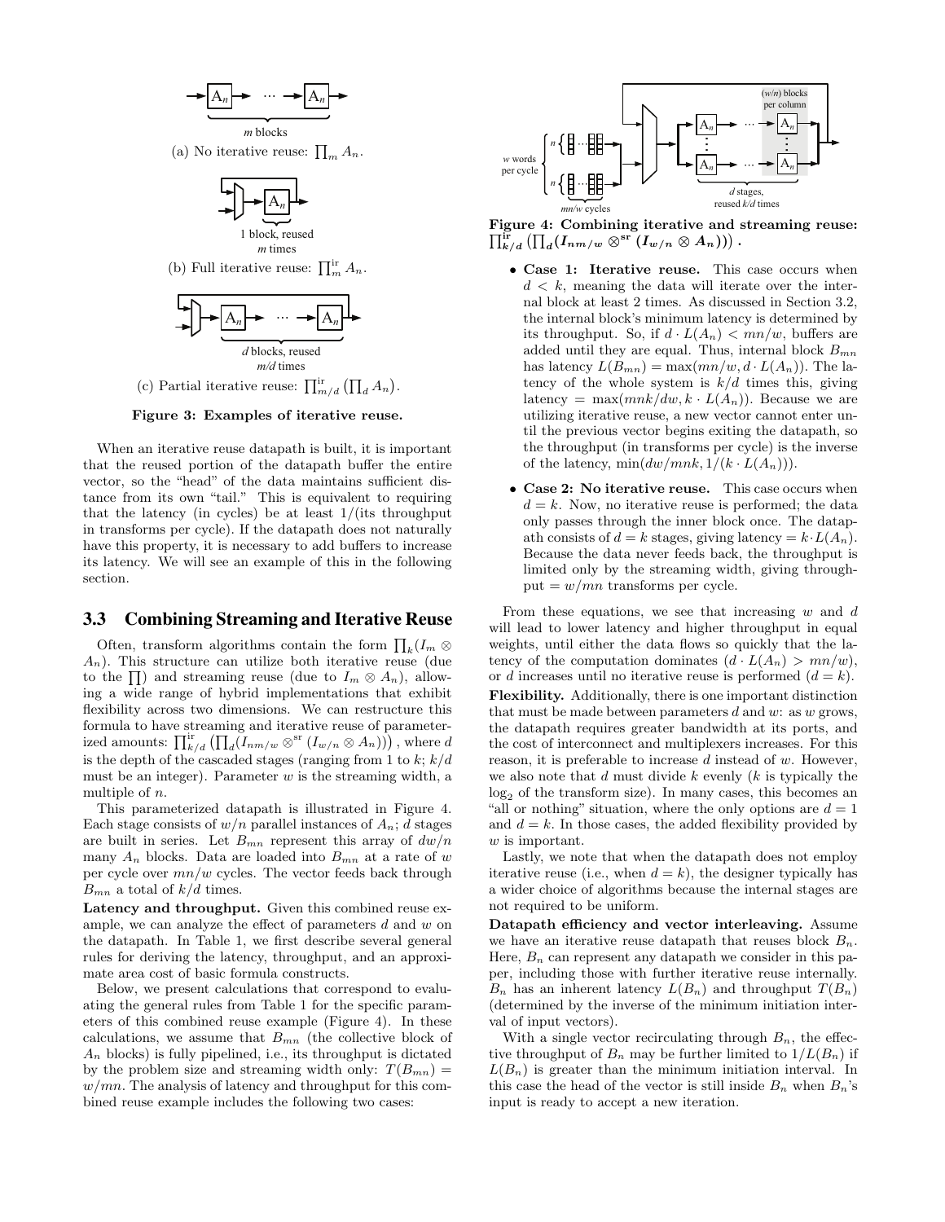(a) No iterative reuse: $\prod_m A_n$.

(b) Full iterative reuse: $\prod_m^{\text{ir}} A_n$.

(c) Partial iterative reuse: $\prod_{m/d}^{\text{ir}} \left(\prod_d A_n\right)$.

**Figure 3: Examples of iterative reuse.**

When an iterative reuse datapath is built, it is important that the reused portion of the datapath buffer the entire vector, so the "head" of the data maintains sufficient distance from its own "tail." This is equivalent to requiring that the latency (in cycles) be at least 1/(its throughput in transforms per cycle). If the datapath does not naturally have this property, it is necessary to add buffers to increase its latency. We will see an example of this in the following section.

### 3.3 Combining Streaming and Iterative Reuse

Often, transform algorithms contain the form $\prod_k (I_m \otimes A_n)$. This structure can utilize both iterative reuse (due to the $\prod$) and streaming reuse (due to $I_m \otimes A_n$), allowing a wide range of hybrid implementations that exhibit flexibility across two dimensions. We can restructure this formula to have streaming and iterative reuse of parameterized amounts: $\prod_{k/d}^{\text{ir}} \left(\prod_d (I_{nm/w} \otimes^{\text{sr}} (I_{w/n} \otimes A_n))\right)$, where $d$ is the depth of the cascaded stages (ranging from 1 to $k$; $k/d$ must be an integer). Parameter $w$ is the streaming width, a multiple of $n$.

This parameterized datapath is illustrated in Figure 4. Each stage consists of $w/n$ parallel instances of $A_n$; $d$ stages are built in series. Let $B_{mn}$ represent this array of $dw/n$ many $A_n$ blocks. Data are loaded into $B_{mn}$ at a rate of $w$ per cycle over $mn/w$ cycles. The vector feeds back through $B_{mn}$ a total of $k/d$ times.

**Latency and throughput.** Given this combined reuse example, we can analyze the effect of parameters $d$ and $w$ on the datapath. In Table 1, we first describe several general rules for deriving the latency, throughput, and an approximate area cost of basic formula constructs.

Below, we present calculations that correspond to evaluating the general rules from Table 1 for the specific parameters of this combined reuse example (Figure 4). In these calculations, we assume that $B_{mn}$ (the collective block of $A_n$ blocks) is fully pipelined, i.e., its throughput is dictated by the problem size and streaming width only: $T(B_{mn}) = w/mn$. The analysis of latency and throughput for this combined reuse example includes the following two cases:

**Figure 4: Combining iterative and streaming reuse: $\prod_{k/d}^{\text{ir}} \left(\prod_d (I_{nm/w} \otimes^{\text{sr}} (I_{w/n} \otimes A_n))\right)$.**

- **Case 1: Iterative reuse.** This case occurs when $d < k$, meaning the data will iterate over the internal block at least 2 times. As discussed in Section 3.2, the internal block's minimum latency is determined by its throughput. So, if $d \cdot L(A_n) < mn/w$, buffers are added until they are equal. Thus, internal block $B_{mn}$ has latency $L(B_{mn}) = \max(mn/w, d \cdot L(A_n))$. The latency of the whole system is $k/d$ times this, giving latency $= \max(mnk/dw, k \cdot L(A_n))$. Because we are utilizing iterative reuse, a new vector cannot enter until the previous vector begins exiting the datapath, so the throughput (in transforms per cycle) is the inverse of the latency, $\min(dw/mnk, 1/(k \cdot L(A_n)))$.
- **Case 2: No iterative reuse.** This case occurs when $d = k$. Now, no iterative reuse is performed; the data only passes through the inner block once. The datapath consists of $d = k$ stages, giving latency $= k \cdot L(A_n)$. Because the data never feeds back, the throughput is limited only by the streaming width, giving throughput $= w/mn$ transforms per cycle.

From these equations, we see that increasing $w$ and $d$ will lead to lower latency and higher throughput in equal weights, until either the data flows so quickly that the latency of the computation dominates ($d \cdot L(A_n) > mn/w$), or $d$ increases until no iterative reuse is performed ($d = k$).

**Flexibility.** Additionally, there is one important distinction that must be made between parameters $d$ and $w$: as $w$ grows, the datapath requires greater bandwidth at its ports, and the cost of interconnect and multiplexers increases. For this reason, it is preferable to increase $d$ instead of $w$. However, we also note that $d$ must divide $k$ evenly ($k$ is typically the $\log_2$ of the transform size). In many cases, this becomes an "all or nothing" situation, where the only options are $d = 1$ and $d = k$. In those cases, the added flexibility provided by $w$ is important.

Lastly, we note that when the datapath does not employ iterative reuse (i.e., when $d = k$), the designer typically has a wider choice of algorithms because the internal stages are not required to be uniform.

**Datapath efficiency and vector interleaving.** Assume we have an iterative reuse datapath that reuses block $B_n$. Here, $B_n$ can represent any datapath we consider in this paper, including those with further iterative reuse internally. $B_n$ has an inherent latency $L(B_n)$ and throughput $T(B_n)$ (determined by the inverse of the minimum initiation interval of input vectors).

With a single vector recirculating through $B_n$, the effective throughput of $B_n$ may be further limited to $1/L(B_n)$ if $L(B_n)$ is greater than the minimum initiation interval. In this case the head of the vector is still inside $B_n$ when $B_n$'s input is ready to accept a new iteration.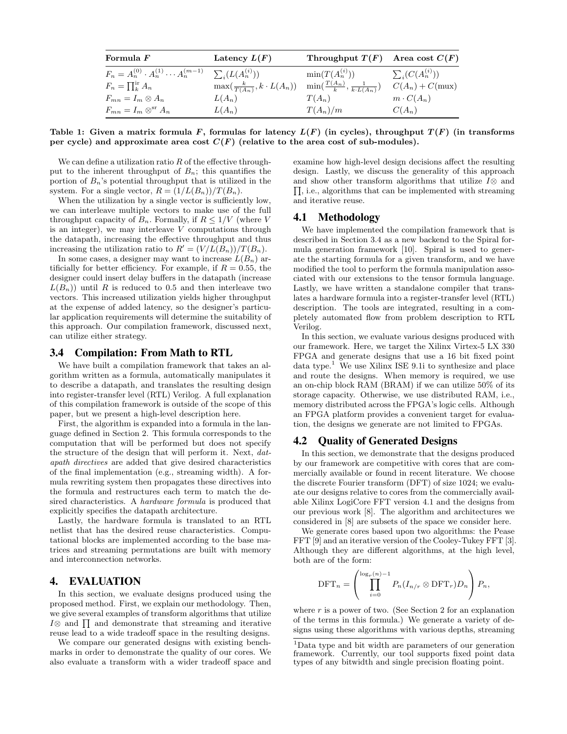| Formula $F$ | Latency $L(F)$ | Throughput $T(F)$ | Area cost $C(F)$ |
|---|---|---|---|
| $F_n = A_n^{(0)} \cdot A_n^{(1)} \cdots A_n^{(m-1)}$ | $\sum_i (L(A_n^{(i)}))$ | $\min(T(A_n^{(i)}))$ | $\sum_i (C(A_n^{(i)}))$ |
| $F_n = \prod_k^{\text{ir}} A_n$ | $\max(\frac{k}{T(A_n)}, k \cdot L(A_n))$ | $\min(\frac{T(A_n)}{k}, \frac{1}{k \cdot L(A_n)})$ | $C(A_n) + C(\text{mux})$ |
| $F_{mn} = I_m \otimes A_n$ | $L(A_n)$ | $T(A_n)$ | $m \cdot C(A_n)$ |
| $F_{mn} = I_m \otimes^{\text{sr}} A_n$ | $L(A_n)$ | $T(A_n)/m$ | $C(A_n)$ |

**Table 1: Given a matrix formula $F$, formulas for latency $L(F)$ (in cycles), throughput $T(F)$ (in transforms per cycle) and approximate area cost $C(F)$ (relative to the area cost of sub-modules).**

We can define a utilization ratio $R$ of the effective throughput to the inherent throughput of $B_n$; this quantifies the portion of $B_n$'s potential throughput that is utilized in the system. For a single vector, $R = (1/L(B_n))/T(B_n)$.

When the utilization by a single vector is sufficiently low, we can interleave multiple vectors to make use of the full throughput capacity of $B_n$. Formally, if $R \leq 1/V$ (where $V$ is an integer), we may interleave $V$ computations through the datapath, increasing the effective throughput and thus increasing the utilization ratio to $R' = (V/L(B_n))/T(B_n)$.

In some cases, a designer may want to increase $L(B_n)$ artificially for better efficiency. For example, if $R = 0.55$, the designer could insert delay buffers in the datapath (increase $L(B_n)$) until $R$ is reduced to 0.5 and then interleave two vectors. This increased utilization yields higher throughput at the expense of added latency, so the designer's particular application requirements will determine the suitability of this approach. Our compilation framework, discussed next, can utilize either strategy.

### 3.4 Compilation: From Math to RTL

We have built a compilation framework that takes an algorithm written as a formula, automatically manipulates it to describe a datapath, and translates the resulting design into register-transfer level (RTL) Verilog. A full explanation of this compilation framework is outside of the scope of this paper, but we present a high-level description here.

First, the algorithm is expanded into a formula in the language defined in Section 2. This formula corresponds to the computation that will be performed but does not specify the structure of the design that will perform it. Next, *datapath directives* are added that give desired characteristics of the final implementation (e.g., streaming width). A formula rewriting system then propagates these directives into the formula and restructures each term to match the desired characteristics. A *hardware formula* is produced that explicitly specifies the datapath architecture.

Lastly, the hardware formula is translated to an RTL netlist that has the desired reuse characteristics. Computational blocks are implemented according to the base matrices and streaming permutations are built with memory and interconnection networks.

## 4. EVALUATION

In this section, we evaluate designs produced using the proposed method. First, we explain our methodology. Then, we give several examples of transform algorithms that utilize $I\otimes$ and $\prod$ and demonstrate that streaming and iterative reuse lead to a wide tradeoff space in the resulting designs.

We compare our generated designs with existing benchmarks in order to demonstrate the quality of our cores. We also evaluate a transform with a wider tradeoff space and examine how high-level design decisions affect the resulting design. Lastly, we discuss the generality of this approach and show other transform algorithms that utilize $I\otimes$ and $\prod$, i.e., algorithms that can be implemented with streaming and iterative reuse.

### 4.1 Methodology

We have implemented the compilation framework that is described in Section 3.4 as a new backend to the Spiral formula generation framework [10]. Spiral is used to generate the starting formula for a given transform, and we have modified the tool to perform the formula manipulation associated with our extensions to the tensor formula language. Lastly, we have written a standalone compiler that translates a hardware formula into a register-transfer level (RTL) description. The tools are integrated, resulting in a completely automated flow from problem description to RTL Verilog.

In this section, we evaluate various designs produced with our framework. Here, we target the Xilinx Virtex-5 LX 330 FPGA and generate designs that use a 16 bit fixed point data type.[1] We use Xilinx ISE 9.1i to synthesize and place and route the designs. When memory is required, we use an on-chip block RAM (BRAM) if we can utilize 50% of its storage capacity. Otherwise, we use distributed RAM, i.e., memory distributed across the FPGA's logic cells. Although an FPGA platform provides a convenient target for evaluation, the designs we generate are not limited to FPGAs.

### 4.2 Quality of Generated Designs

In this section, we demonstrate that the designs produced by our framework are competitive with cores that are commercially available or found in recent literature. We choose the discrete Fourier transform (DFT) of size 1024; we evaluate our designs relative to cores from the commercially available Xilinx LogiCore FFT version 4.1 and the designs from our previous work [8]. The algorithm and architectures we considered in [8] are subsets of the space we consider here.

We generate cores based upon two algorithms: the Pease FFT [9] and an iterative version of the Cooley-Tukey FFT [3]. Although they are different algorithms, at the high level, both are of the form:

$$\text{DFT}_n = \left( \prod_{i=0}^{\log_r(n)-1} P_n(I_{n/r} \otimes \text{DFT}_r) D_n \right) P_n,$$

where $r$ is a power of two. (See Section 2 for an explanation of the terms in this formula.) We generate a variety of designs using these algorithms with various depths, streaming

[1] Data type and bit width are parameters of our generation framework. Currently, our tool supports fixed point data types of any bitwidth and single precision floating point.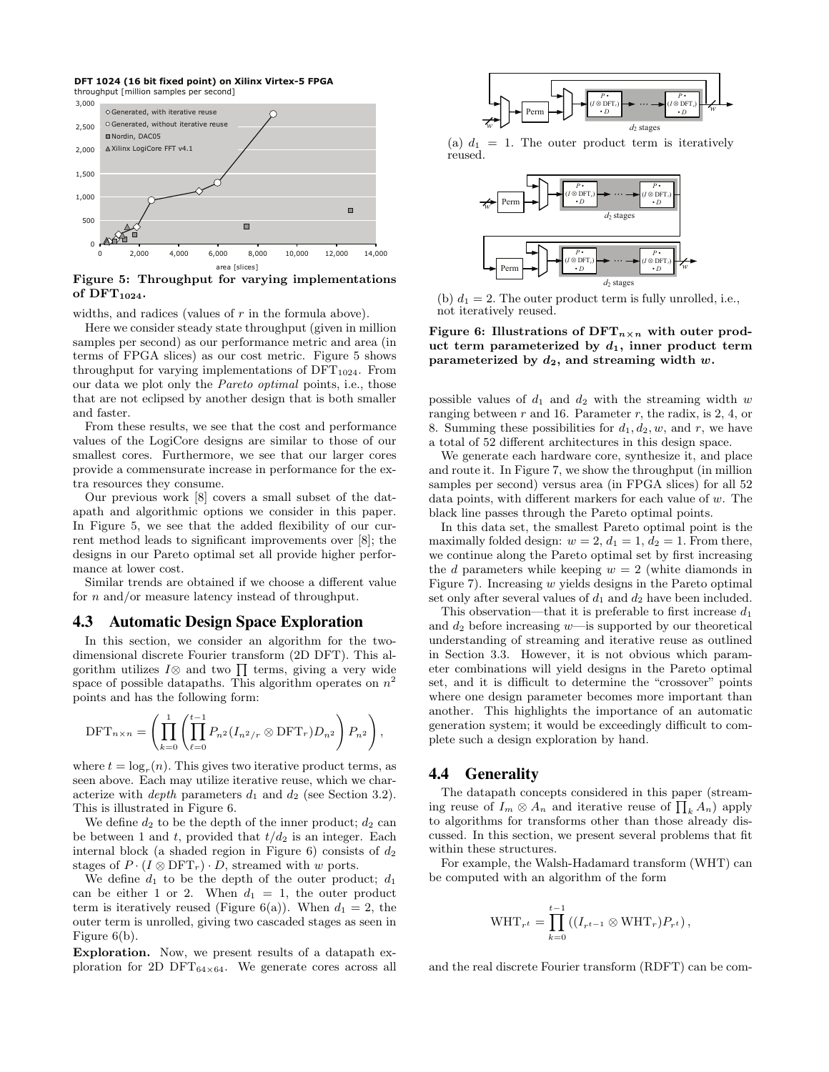**DFT 1024 (16 bit fixed point) on Xilinx Virtex-5 FPGA**
throughput [million samples per second]

**Figure 5: Throughput for varying implementations of $\mathbf{DFT_{1024}}$.**

widths, and radices (values of $r$ in the formula above).

Here we consider steady state throughput (given in million samples per second) as our performance metric and area (in terms of FPGA slices) as our cost metric. Figure 5 shows throughput for varying implementations of $\mathrm{DFT}_{1024}$. From our data we plot only the *Pareto optimal* points, i.e., those that are not eclipsed by another design that is both smaller and faster.

From these results, we see that the cost and performance values of the LogiCore designs are similar to those of our smallest cores. Furthermore, we see that our larger cores provide a commensurate increase in performance for the extra resources they consume.

Our previous work [8] covers a small subset of the datapath and algorithmic options we consider in this paper. In Figure 5, we see that the added flexibility of our current method leads to significant improvements over [8]; the designs in our Pareto optimal set all provide higher performance at lower cost.

Similar trends are obtained if we choose a different value for $n$ and/or measure latency instead of throughput.

## 4.3 Automatic Design Space Exploration

In this section, we consider an algorithm for the two-dimensional discrete Fourier transform (2D DFT). This algorithm utilizes $I\otimes$ and two $\prod$ terms, giving a very wide space of possible datapaths. This algorithm operates on $n^2$ points and has the following form:

$$\mathrm{DFT}_{n\times n} = \left(\prod_{k=0}^{1}\left(\prod_{\ell=0}^{t-1} P_{n^2}(I_{n^2/r}\otimes \mathrm{DFT}_r)D_{n^2}\right)P_{n^2}\right),$$

where $t = \log_r(n)$. This gives two iterative product terms, as seen above. Each may utilize iterative reuse, which we characterize with *depth* parameters $d_1$ and $d_2$ (see Section 3.2). This is illustrated in Figure 6.

We define $d_2$ to be the depth of the inner product; $d_2$ can be between 1 and $t$, provided that $t/d_2$ is an integer. Each internal block (a shaded region in Figure 6) consists of $d_2$ stages of $P\cdot(I\otimes \mathrm{DFT}_r)\cdot D$, streamed with $w$ ports.

We define $d_1$ to be the depth of the outer product; $d_1$ can be either 1 or 2. When $d_1 = 1$, the outer product term is iteratively reused (Figure 6(a)). When $d_1 = 2$, the outer term is unrolled, giving two cascaded stages as seen in Figure 6(b).

**Exploration.** Now, we present results of a datapath exploration for 2D $\mathrm{DFT}_{64\times 64}$. We generate cores across all possible values of $d_1$ and $d_2$ with the streaming width $w$ ranging between $r$ and 16. Parameter $r$, the radix, is 2, 4, or 8. Summing these possibilities for $d_1, d_2, w$, and $r$, we have a total of 52 different architectures in this design space.

(a) $d_1 = 1$. The outer product term is iteratively reused.

(b) $d_1 = 2$. The outer product term is fully unrolled, i.e., not iteratively reused.

**Figure 6: Illustrations of $\mathbf{DFT_{n\times n}}$ with outer product term parameterized by $\boldsymbol{d_1}$, inner product term parameterized by $\boldsymbol{d_2}$, and streaming width $\boldsymbol{w}$.**

We generate each hardware core, synthesize it, and place and route it. In Figure 7, we show the throughput (in million samples per second) versus area (in FPGA slices) for all 52 data points, with different markers for each value of $w$. The black line passes through the Pareto optimal points.

In this data set, the smallest Pareto optimal point is the maximally folded design: $w = 2$, $d_1 = 1$, $d_2 = 1$. From there, we continue along the Pareto optimal set by first increasing the $d$ parameters while keeping $w = 2$ (white diamonds in Figure 7). Increasing $w$ yields designs in the Pareto optimal set only after several values of $d_1$ and $d_2$ have been included.

This observation—that it is preferable to first increase $d_1$ and $d_2$ before increasing $w$—is supported by our theoretical understanding of streaming and iterative reuse as outlined in Section 3.3. However, it is not obvious which parameter combinations will yield designs in the Pareto optimal set, and it is difficult to determine the "crossover" points where one design parameter becomes more important than another. This highlights the importance of an automatic generation system; it would be exceedingly difficult to complete such a design exploration by hand.

## 4.4 Generality

The datapath concepts considered in this paper (streaming reuse of $I_m \otimes A_n$ and iterative reuse of $\prod_k A_n$) apply to algorithms for transforms other than those already discussed. In this section, we present several problems that fit within these structures.

For example, the Walsh-Hadamard transform (WHT) can be computed with an algorithm of the form

$$\mathrm{WHT}_{r^t} = \prod_{k=0}^{t-1}\left((I_{r^{t-1}}\otimes \mathrm{WHT}_r)P_{r^t}\right),$$

and the real discrete Fourier transform (RDFT) can be com-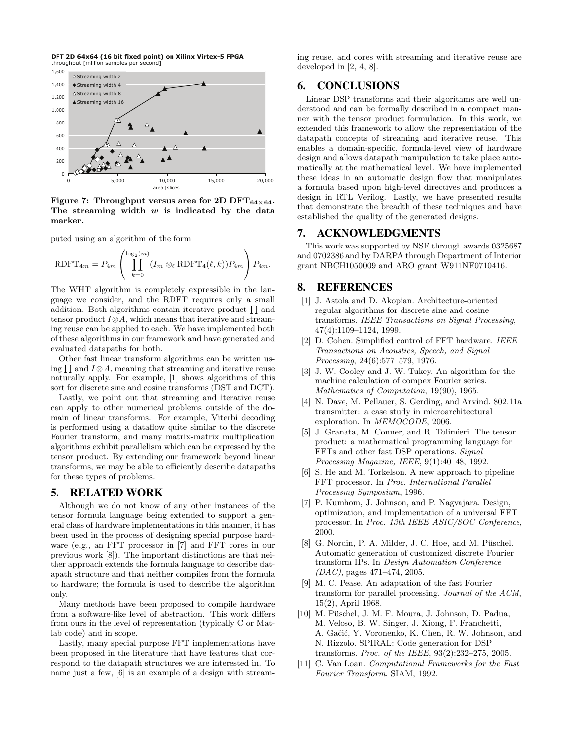**DFT 2D 64x64 (16 bit fixed point) on Xilinx Virtex-5 FPGA**
throughput [million samples per second]

1,600
1,400
1,200
1,000
800
600
400
200
0

◇ Streaming width 2
◆ Streaming width 4
△ Streaming width 8
▲ Streaming width 16

0 5,000 10,000 15,000 20,000
area [slices]

**Figure 7: Throughput versus area for 2D DFT$_{64\times 64}$. The streaming width $w$ is indicated by the data marker.**

puted using an algorithm of the form

$$\text{RDFT}_{4m} = P_{4m}\left(\prod_{k=0}^{\log_2(m)} (I_m \otimes_\ell \text{RDFT}_4(\ell,k))P_{4m}\right)P_{4m}.$$

The WHT algorithm is completely expressible in the language we consider, and the RDFT requires only a small addition. Both algorithms contain iterative product $\prod$ and tensor product $I \otimes A$, which means that iterative and streaming reuse can be applied to each. We have implemented both of these algorithms in our framework and have generated and evaluated datapaths for both.

Other fast linear transform algorithms can be written using $\prod$ and $I \otimes A$, meaning that streaming and iterative reuse naturally apply. For example, [1] shows algorithms of this sort for discrete sine and cosine transforms (DST and DCT).

Lastly, we point out that streaming and iterative reuse can apply to other numerical problems outside of the domain of linear transforms. For example, Viterbi decoding is performed using a dataflow quite similar to the discrete Fourier transform, and many matrix-matrix multiplication algorithms exhibit parallelism which can be expressed by the tensor product. By extending our framework beyond linear transforms, we may be able to efficiently describe datapaths for these types of problems.

## 5. RELATED WORK

Although we do not know of any other instances of the tensor formula language being extended to support a general class of hardware implementations in this manner, it has been used in the process of designing special purpose hardware (e.g., an FFT processor in [7] and FFT cores in our previous work [8]). The important distinctions are that neither approach extends the formula language to describe datapath structure and that neither compiles from the formula to hardware; the formula is used to describe the algorithm only.

Many methods have been proposed to compile hardware from a software-like level of abstraction. This work differs from ours in the level of representation (typically C or Matlab code) and in scope.

Lastly, many special purpose FFT implementations have been proposed in the literature that have features that correspond to the datapath structures we are interested in. To name just a few, [6] is an example of a design with streaming reuse, and cores with streaming and iterative reuse are developed in [2, 4, 8].

## 6. CONCLUSIONS

Linear DSP transforms and their algorithms are well understood and can be formally described in a compact manner with the tensor product formulation. In this work, we extended this framework to allow the representation of the datapath concepts of streaming and iterative reuse. This enables a domain-specific, formula-level view of hardware design and allows datapath manipulation to take place automatically at the mathematical level. We have implemented these ideas in an automatic design flow that manipulates a formula based upon high-level directives and produces a design in RTL Verilog. Lastly, we have presented results that demonstrate the breadth of these techniques and have established the quality of the generated designs.

## 7. ACKNOWLEDGMENTS

This work was supported by NSF through awards 0325687 and 0702386 and by DARPA through Department of Interior grant NBCH1050009 and ARO grant W911NF0710416.

## 8. REFERENCES

[1] J. Astola and D. Akopian. Architecture-oriented regular algorithms for discrete sine and cosine transforms. *IEEE Transactions on Signal Processing*, 47(4):1109–1124, 1999.

[2] D. Cohen. Simplified control of FFT hardware. *IEEE Transactions on Acoustics, Speech, and Signal Processing*, 24(6):577–579, 1976.

[3] J. W. Cooley and J. W. Tukey. An algorithm for the machine calculation of compex Fourier series. *Mathematics of Computation*, 19(90), 1965.

[4] N. Dave, M. Pellauer, S. Gerding, and Arvind. 802.11a transmitter: a case study in microarchitectural exploration. In *MEMOCODE*, 2006.

[5] J. Granata, M. Conner, and R. Tolimieri. The tensor product: a mathematical programming language for FFTs and other fast DSP operations. *Signal Processing Magazine, IEEE*, 9(1):40–48, 1992.

[6] S. He and M. Torkelson. A new approach to pipeline FFT processor. In *Proc. International Parallel Processing Symposium*, 1996.

[7] P. Kumhom, J. Johnson, and P. Nagvajara. Design, optimization, and implementation of a universal FFT processor. In *Proc. 13th IEEE ASIC/SOC Conference*, 2000.

[8] G. Nordin, P. A. Milder, J. C. Hoe, and M. Püschel. Automatic generation of customized discrete Fourier transform IPs. In *Design Automation Conference (DAC)*, pages 471–474, 2005.

[9] M. C. Pease. An adaptation of the fast Fourier transform for parallel processing. *Journal of the ACM*, 15(2), April 1968.

[10] M. Püschel, J. M. F. Moura, J. Johnson, D. Padua, M. Veloso, B. W. Singer, J. Xiong, F. Franchetti, A. Gačić, Y. Voronenko, K. Chen, R. W. Johnson, and N. Rizzolo. SPIRAL: Code generation for DSP transforms. *Proc. of the IEEE*, 93(2):232–275, 2005.

[11] C. Van Loan. *Computational Frameworks for the Fast Fourier Transform*. SIAM, 1992.